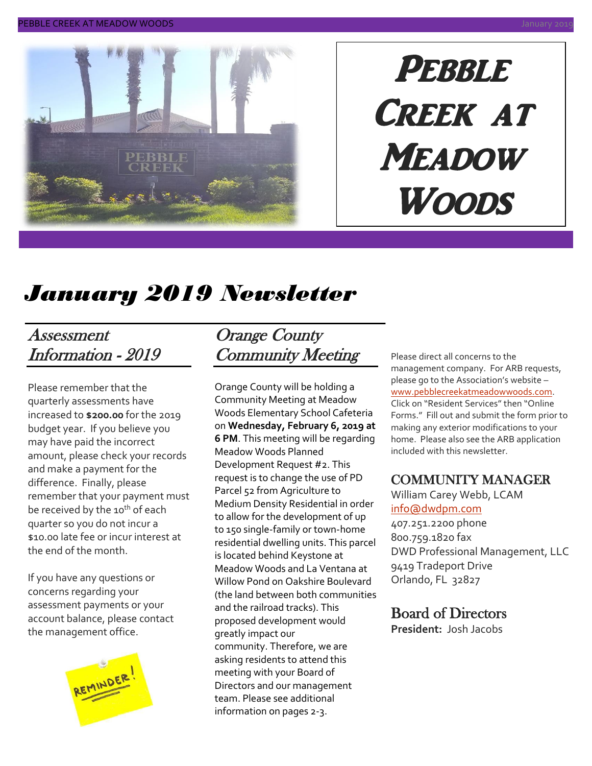# Pebble Creek at Meadow Woods

## January 2019 Newsletter

### Assessment Information - 2019

Please remember that the quarterly assessments have increased to **$200.00** for the 2019 budget year. If you believe you may have paid the incorrect amount, please check your records and make a payment for the difference. Finally, please remember that your payment must be received by the 10th of each quarter so you do not incur a $10.00 late fee or incur interest at the end of the month.

If you have any questions or concerns regarding your assessment payments or your account balance, please contact the management office.

### Orange County Community Meeting

Orange County will be holding a Community Meeting at Meadow Woods Elementary School Cafeteria on **Wednesday, February 6, 2019 at 6 PM**. This meeting will be regarding Meadow Woods Planned Development Request #2. This request is to change the use of PD Parcel 52 from Agriculture to Medium Density Residential in order to allow for the development of up to 150 single-family or town-home residential dwelling units. This parcel is located behind Keystone at Meadow Woods and La Ventana at Willow Pond on Oakshire Boulevard (the land between both communities and the railroad tracks). This proposed development would greatly impact our community. Therefore, we are asking residents to attend this meeting with your Board of Directors and our management team. Please see additional information on pages 2-3.

Please direct all concerns to the management company. For ARB requests, please go to the Association's website – www.pebblecreekatmeadowwoods.com. Click on "Resident Services" then "Online Forms." Fill out and submit the form prior to making any exterior modifications to your home. Please also see the ARB application included with this newsletter.

### COMMUNITY MANAGER

William Carey Webb, LCAM
info@dwdpm.com
407.251.2200 phone
800.759.1820 fax
DWD Professional Management, LLC
9419 Tradeport Drive
Orlando, FL 32827

### Board of Directors

**President:** Josh Jacobs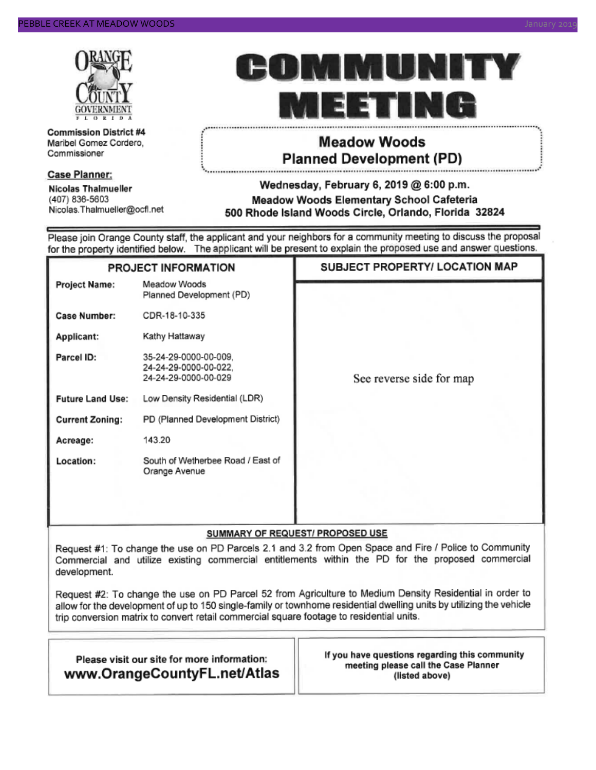ORANGE COUNTY GOVERNMENT FLORIDA

# COMMUNITY MEETING

## Meadow Woods Planned Development (PD)

**Wednesday, February 6, 2019 @ 6:00 p.m.**
**Meadow Woods Elementary School Cafeteria**
**500 Rhode Island Woods Circle, Orlando, Florida 32824**

**Commission District #4**
Maribel Gomez Cordero, Commissioner

**Case Planner:**
**Nicolas Thalmueller**
(407) 836-5603
Nicolas.Thalmueller@ocfl.net

Please join Orange County staff, the applicant and your neighbors for a community meeting to discuss the proposal for the property identified below. The applicant will be present to explain the proposed use and answer questions.

| PROJECT INFORMATION | | SUBJECT PROPERTY/ LOCATION MAP |
|---|---|---|
| **Project Name:** | Meadow Woods Planned Development (PD) | See reverse side for map |
| **Case Number:** | CDR-18-10-335 | |
| **Applicant:** | Kathy Hattaway | |
| **Parcel ID:** | 35-24-29-0000-00-009, 24-24-29-0000-00-022, 24-24-29-0000-00-029 | |
| **Future Land Use:** | Low Density Residential (LDR) | |
| **Current Zoning:** | PD (Planned Development District) | |
| **Acreage:** | 143.20 | |
| **Location:** | South of Wetherbee Road / East of Orange Avenue | |

**SUMMARY OF REQUEST/ PROPOSED USE**

Request #1: To change the use on PD Parcels 2.1 and 3.2 from Open Space and Fire / Police to Community Commercial and utilize existing commercial entitlements within the PD for the proposed commercial development.

Request #2: To change the use on PD Parcel 52 from Agriculture to Medium Density Residential in order to allow for the development of up to 150 single-family or townhome residential dwelling units by utilizing the vehicle trip conversion matrix to convert retail commercial square footage to residential units.

**Please visit our site for more information:**
**www.OrangeCountyFL.net/Atlas**

**If you have questions regarding this community meeting please call the Case Planner (listed above)**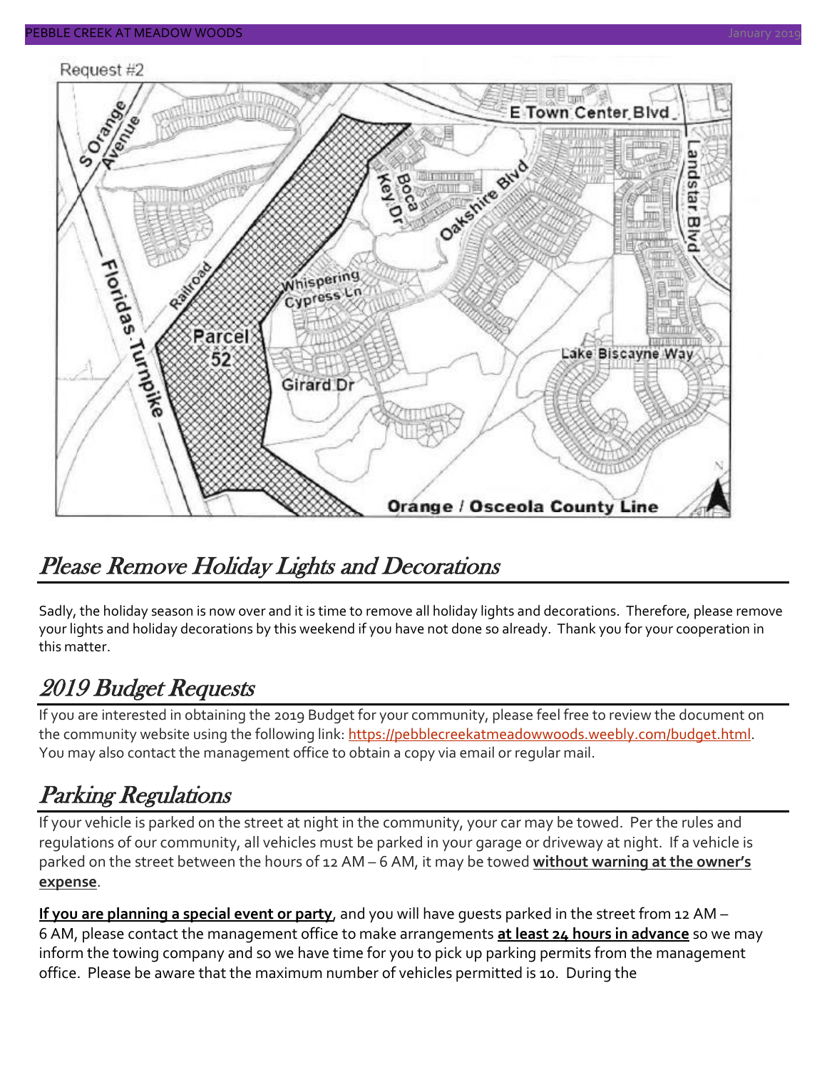Request #2

## Please Remove Holiday Lights and Decorations

Sadly, the holiday season is now over and it is time to remove all holiday lights and decorations. Therefore, please remove your lights and holiday decorations by this weekend if you have not done so already. Thank you for your cooperation in this matter.

## 2019 Budget Requests

If you are interested in obtaining the 2019 Budget for your community, please feel free to review the document on the community website using the following link: https://pebblecreekatmeadowwoods.weebly.com/budget.html. You may also contact the management office to obtain a copy via email or regular mail.

## Parking Regulations

If your vehicle is parked on the street at night in the community, your car may be towed. Per the rules and regulations of our community, all vehicles must be parked in your garage or driveway at night. If a vehicle is parked on the street between the hours of 12 AM – 6 AM, it may be towed **without warning at the owner's expense**.

**If you are planning a special event or party**, and you will have guests parked in the street from 12 AM – 6 AM, please contact the management office to make arrangements **at least 24 hours in advance** so we may inform the towing company and so we have time for you to pick up parking permits from the management office. Please be aware that the maximum number of vehicles permitted is 10. During the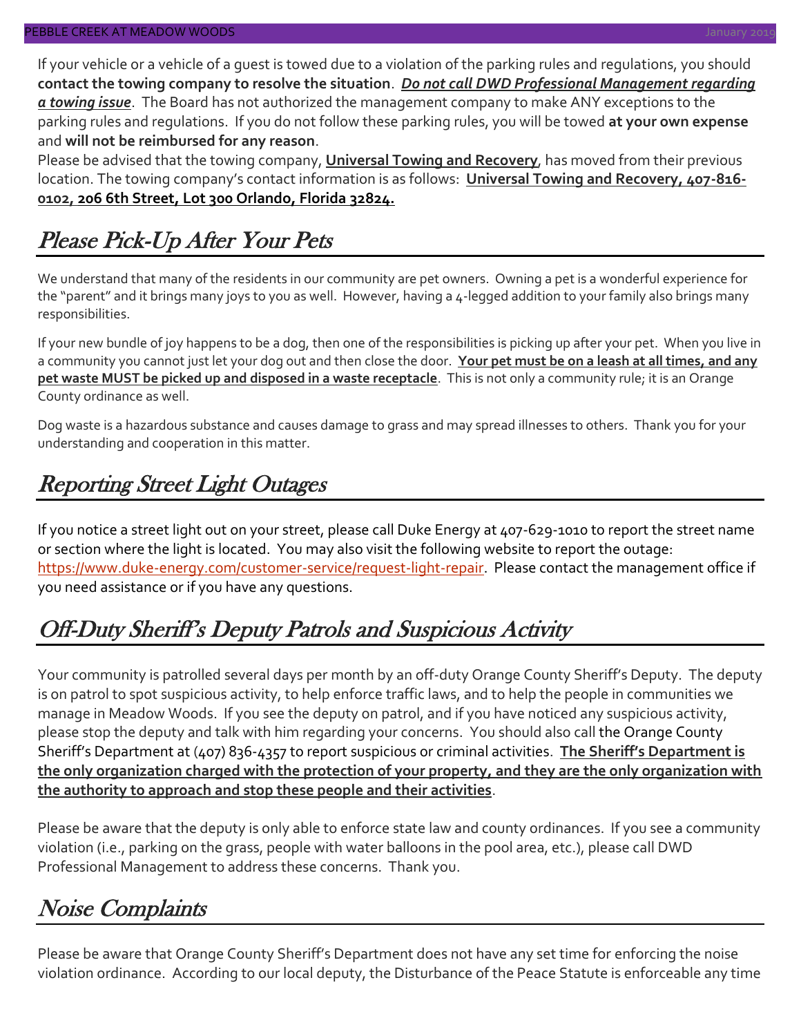If your vehicle or a vehicle of a guest is towed due to a violation of the parking rules and regulations, you should **contact the towing company to resolve the situation**. ***Do not call DWD Professional Management regarding a towing issue***. The Board has not authorized the management company to make ANY exceptions to the parking rules and regulations. If you do not follow these parking rules, you will be towed **at your own expense** and **will not be reimbursed for any reason**.

Please be advised that the towing company, **Universal Towing and Recovery**, has moved from their previous location. The towing company's contact information is as follows: **Universal Towing and Recovery, 407-816-0102, 206 6th Street, Lot 300 Orlando, Florida 32824.**

## *Please Pick-Up After Your Pets*

We understand that many of the residents in our community are pet owners. Owning a pet is a wonderful experience for the "parent" and it brings many joys to you as well. However, having a 4-legged addition to your family also brings many responsibilities.

If your new bundle of joy happens to be a dog, then one of the responsibilities is picking up after your pet. When you live in a community you cannot just let your dog out and then close the door. **Your pet must be on a leash at all times, and any pet waste MUST be picked up and disposed in a waste receptacle**. This is not only a community rule; it is an Orange County ordinance as well.

Dog waste is a hazardous substance and causes damage to grass and may spread illnesses to others. Thank you for your understanding and cooperation in this matter.

## *Reporting Street Light Outages*

If you notice a street light out on your street, please call Duke Energy at 407-629-1010 to report the street name or section where the light is located. You may also visit the following website to report the outage: https://www.duke-energy.com/customer-service/request-light-repair. Please contact the management office if you need assistance or if you have any questions.

## *Off-Duty Sheriff's Deputy Patrols and Suspicious Activity*

Your community is patrolled several days per month by an off-duty Orange County Sheriff's Deputy. The deputy is on patrol to spot suspicious activity, to help enforce traffic laws, and to help the people in communities we manage in Meadow Woods. If you see the deputy on patrol, and if you have noticed any suspicious activity, please stop the deputy and talk with him regarding your concerns. You should also call the Orange County Sheriff's Department at (407) 836-4357 to report suspicious or criminal activities. **The Sheriff's Department is the only organization charged with the protection of your property, and they are the only organization with the authority to approach and stop these people and their activities**.

Please be aware that the deputy is only able to enforce state law and county ordinances. If you see a community violation (i.e., parking on the grass, people with water balloons in the pool area, etc.), please call DWD Professional Management to address these concerns. Thank you.

## *Noise Complaints*

Please be aware that Orange County Sheriff's Department does not have any set time for enforcing the noise violation ordinance. According to our local deputy, the Disturbance of the Peace Statute is enforceable any time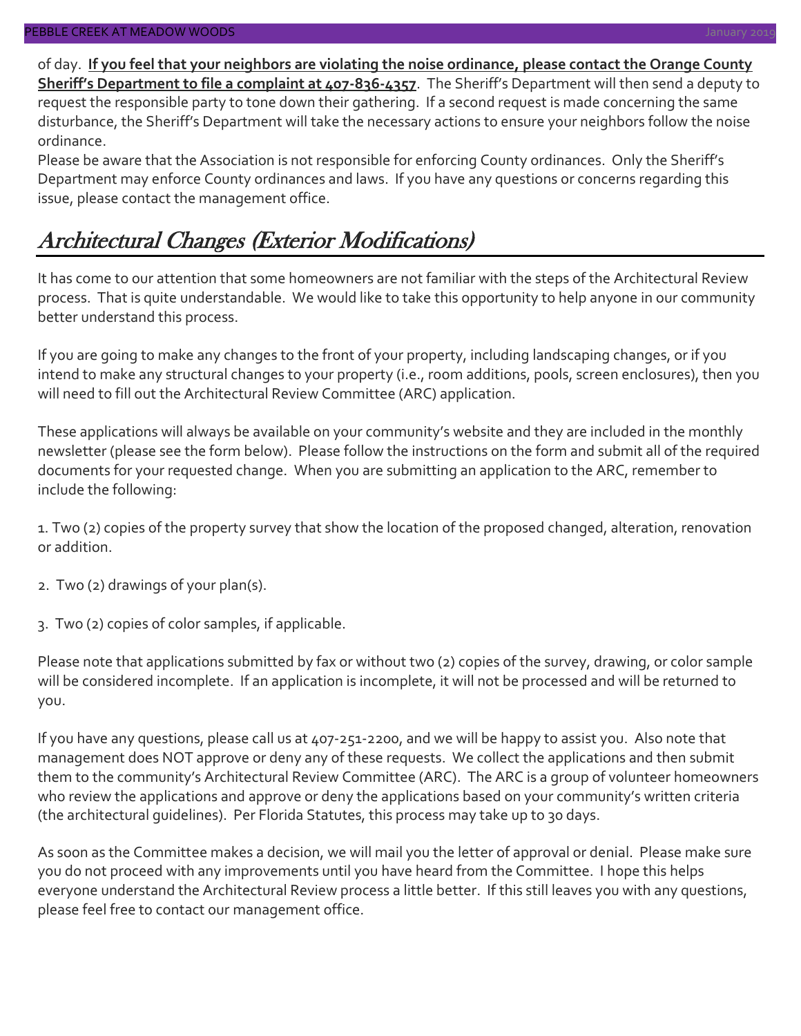of day. **<u>If you feel that your neighbors are violating the noise ordinance, please contact the Orange County Sheriff's Department to file a complaint at 407-836-4357</u>**. The Sheriff's Department will then send a deputy to request the responsible party to tone down their gathering. If a second request is made concerning the same disturbance, the Sheriff's Department will take the necessary actions to ensure your neighbors follow the noise ordinance.

Please be aware that the Association is not responsible for enforcing County ordinances. Only the Sheriff's Department may enforce County ordinances and laws. If you have any questions or concerns regarding this issue, please contact the management office.

## *Architectural Changes (Exterior Modifications)*

It has come to our attention that some homeowners are not familiar with the steps of the Architectural Review process. That is quite understandable. We would like to take this opportunity to help anyone in our community better understand this process.

If you are going to make any changes to the front of your property, including landscaping changes, or if you intend to make any structural changes to your property (i.e., room additions, pools, screen enclosures), then you will need to fill out the Architectural Review Committee (ARC) application.

These applications will always be available on your community's website and they are included in the monthly newsletter (please see the form below). Please follow the instructions on the form and submit all of the required documents for your requested change. When you are submitting an application to the ARC, remember to include the following:

1. Two (2) copies of the property survey that show the location of the proposed changed, alteration, renovation or addition.

2. Two (2) drawings of your plan(s).

3. Two (2) copies of color samples, if applicable.

Please note that applications submitted by fax or without two (2) copies of the survey, drawing, or color sample will be considered incomplete. If an application is incomplete, it will not be processed and will be returned to you.

If you have any questions, please call us at 407-251-2200, and we will be happy to assist you. Also note that management does NOT approve or deny any of these requests. We collect the applications and then submit them to the community's Architectural Review Committee (ARC). The ARC is a group of volunteer homeowners who review the applications and approve or deny the applications based on your community's written criteria (the architectural guidelines). Per Florida Statutes, this process may take up to 30 days.

As soon as the Committee makes a decision, we will mail you the letter of approval or denial. Please make sure you do not proceed with any improvements until you have heard from the Committee. I hope this helps everyone understand the Architectural Review process a little better. If this still leaves you with any questions, please feel free to contact our management office.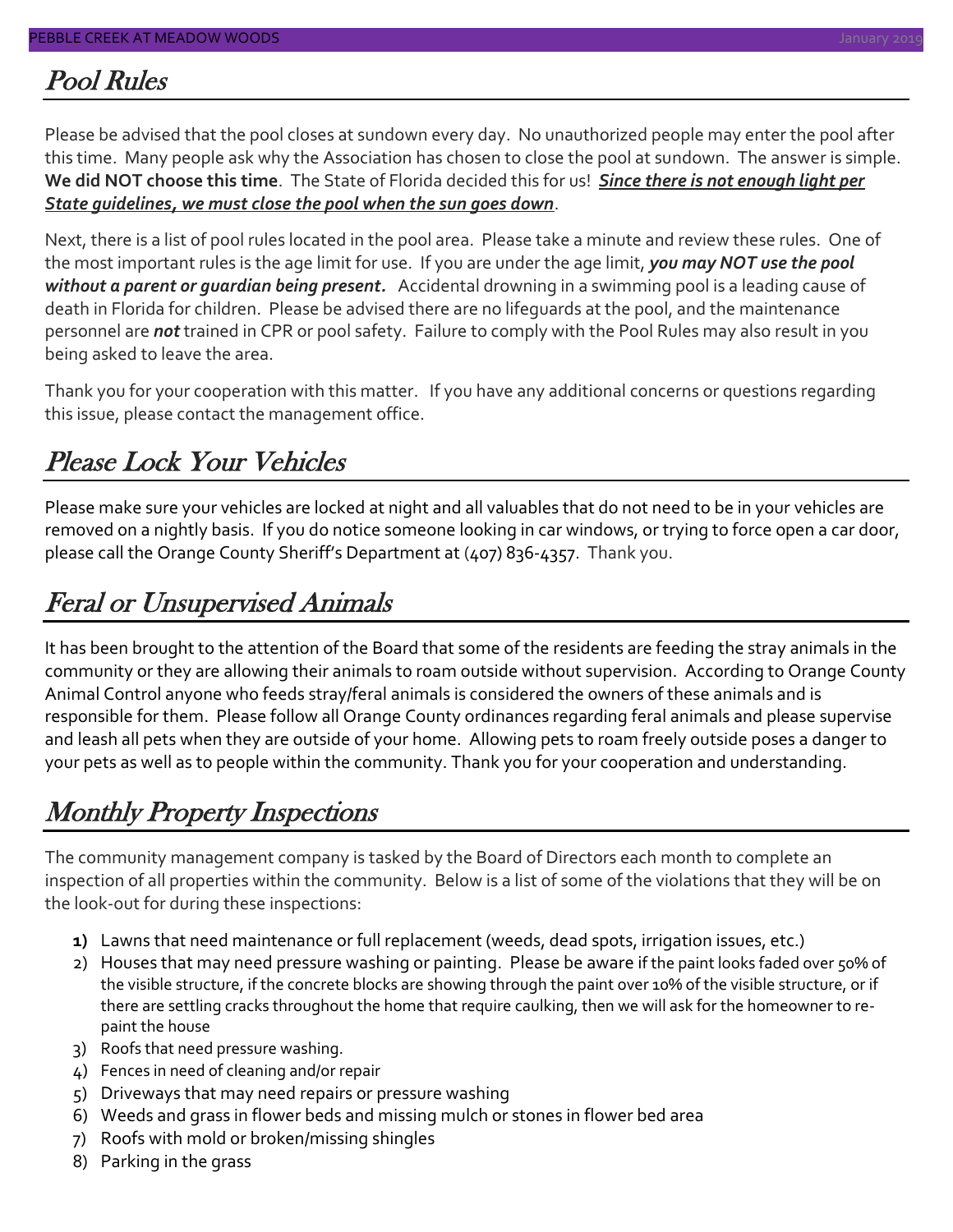## Pool Rules

Please be advised that the pool closes at sundown every day. No unauthorized people may enter the pool after this time. Many people ask why the Association has chosen to close the pool at sundown. The answer is simple. **We did NOT choose this time**. The State of Florida decided this for us! ***Since there is not enough light per State guidelines, we must close the pool when the sun goes down***.

Next, there is a list of pool rules located in the pool area. Please take a minute and review these rules. One of the most important rules is the age limit for use. If you are under the age limit, ***you may NOT use the pool without a parent or guardian being present.*** Accidental drowning in a swimming pool is a leading cause of death in Florida for children. Please be advised there are no lifeguards at the pool, and the maintenance personnel are ***not*** trained in CPR or pool safety. Failure to comply with the Pool Rules may also result in you being asked to leave the area.

Thank you for your cooperation with this matter. If you have any additional concerns or questions regarding this issue, please contact the management office.

## Please Lock Your Vehicles

Please make sure your vehicles are locked at night and all valuables that do not need to be in your vehicles are removed on a nightly basis. If you do notice someone looking in car windows, or trying to force open a car door, please call the Orange County Sheriff's Department at (407) 836-4357. Thank you.

## Feral or Unsupervised Animals

It has been brought to the attention of the Board that some of the residents are feeding the stray animals in the community or they are allowing their animals to roam outside without supervision. According to Orange County Animal Control anyone who feeds stray/feral animals is considered the owners of these animals and is responsible for them. Please follow all Orange County ordinances regarding feral animals and please supervise and leash all pets when they are outside of your home. Allowing pets to roam freely outside poses a danger to your pets as well as to people within the community. Thank you for your cooperation and understanding.

## Monthly Property Inspections

The community management company is tasked by the Board of Directors each month to complete an inspection of all properties within the community. Below is a list of some of the violations that they will be on the look-out for during these inspections:

1) Lawns that need maintenance or full replacement (weeds, dead spots, irrigation issues, etc.)
2) Houses that may need pressure washing or painting. Please be aware if the paint looks faded over 50% of the visible structure, if the concrete blocks are showing through the paint over 10% of the visible structure, or if there are settling cracks throughout the home that require caulking, then we will ask for the homeowner to re-paint the house
3) Roofs that need pressure washing.
4) Fences in need of cleaning and/or repair
5) Driveways that may need repairs or pressure washing
6) Weeds and grass in flower beds and missing mulch or stones in flower bed area
7) Roofs with mold or broken/missing shingles
8) Parking in the grass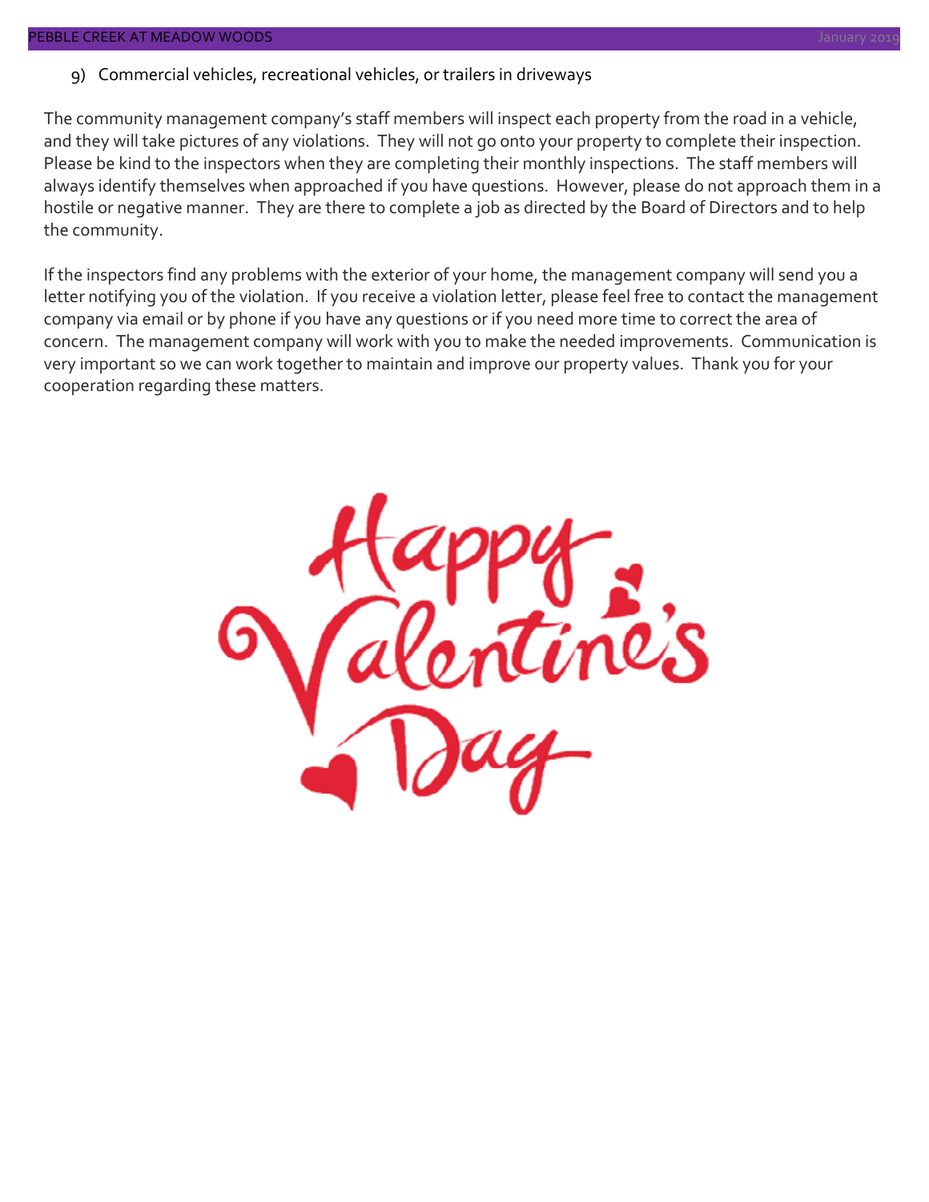9) Commercial vehicles, recreational vehicles, or trailers in driveways

The community management company's staff members will inspect each property from the road in a vehicle, and they will take pictures of any violations. They will not go onto your property to complete their inspection. Please be kind to the inspectors when they are completing their monthly inspections. The staff members will always identify themselves when approached if you have questions. However, please do not approach them in a hostile or negative manner. They are there to complete a job as directed by the Board of Directors and to help the community.

If the inspectors find any problems with the exterior of your home, the management company will send you a letter notifying you of the violation. If you receive a violation letter, please feel free to contact the management company via email or by phone if you have any questions or if you need more time to correct the area of concern. The management company will work with you to make the needed improvements. Communication is very important so we can work together to maintain and improve our property values. Thank you for your cooperation regarding these matters.

Happy Valentine's Day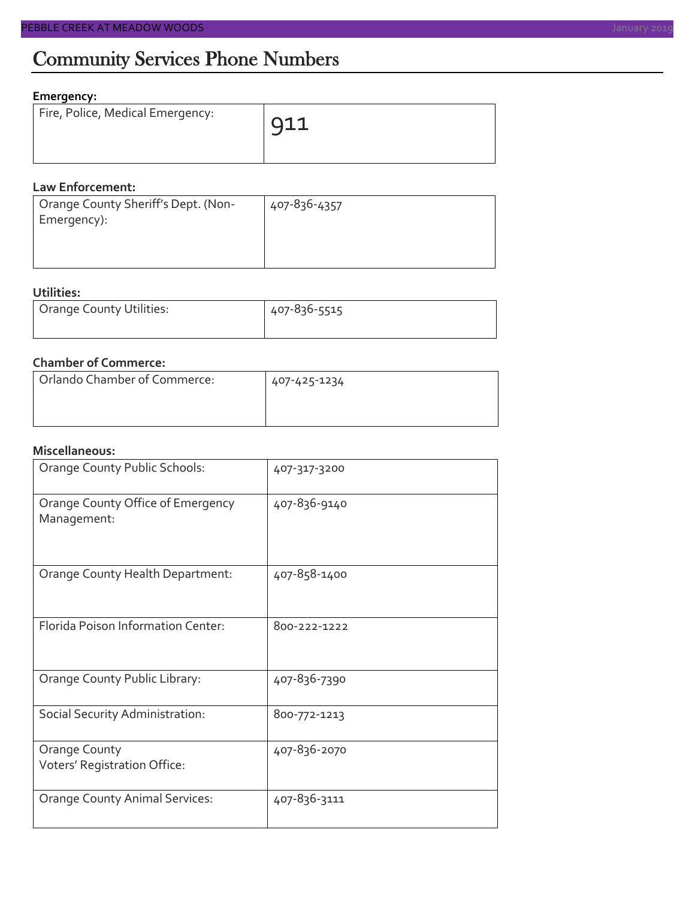# Community Services Phone Numbers

**Emergency:**

| | |
|---|---|
| Fire, Police, Medical Emergency: | 911 |

**Law Enforcement:**

| | |
|---|---|
| Orange County Sheriff's Dept. (Non-Emergency): | 407-836-4357 |

**Utilities:**

| | |
|---|---|
| Orange County Utilities: | 407-836-5515 |

**Chamber of Commerce:**

| | |
|---|---|
| Orlando Chamber of Commerce: | 407-425-1234 |

**Miscellaneous:**

| | |
|---|---|
| Orange County Public Schools: | 407-317-3200 |
| Orange County Office of Emergency Management: | 407-836-9140 |
| Orange County Health Department: | 407-858-1400 |
| Florida Poison Information Center: | 800-222-1222 |
| Orange County Public Library: | 407-836-7390 |
| Social Security Administration: | 800-772-1213 |
| Orange County Voters' Registration Office: | 407-836-2070 |
| Orange County Animal Services: | 407-836-3111 |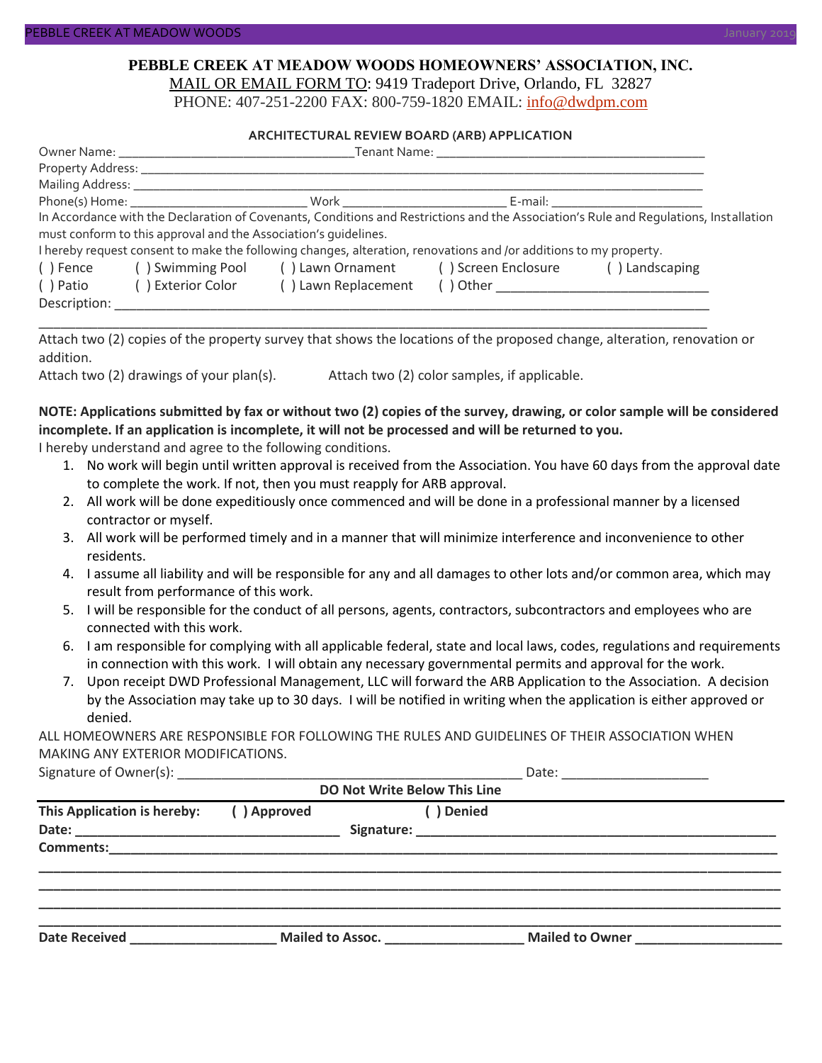**PEBBLE CREEK AT MEADOW WOODS HOMEOWNERS' ASSOCIATION, INC.**

MAIL OR EMAIL FORM TO: 9419 Tradeport Drive, Orlando, FL 32827

PHONE: 407-251-2200 FAX: 800-759-1820 EMAIL: info@dwdpm.com

**ARCHITECTURAL REVIEW BOARD (ARB) APPLICATION**

Owner Name: ___________________________________ Tenant Name: ________________________________________

Property Address: ________________________________________________________________________________

Mailing Address: _________________________________________________________________________________

Phone(s) Home: __________________________ Work _________________________ E-mail: ______________________

In Accordance with the Declaration of Covenants, Conditions and Restrictions and the Association's Rule and Regulations, Installation must conform to this approval and the Association's guidelines.

I hereby request consent to make the following changes, alteration, renovations and /or additions to my property.

( ) Fence ( ) Swimming Pool ( ) Lawn Ornament ( ) Screen Enclosure ( ) Landscaping

( ) Patio ( ) Exterior Color ( ) Lawn Replacement ( ) Other ______________________________

Description: ___________________________________________________________________________________

_______________________________________________________________________________________________

Attach two (2) copies of the property survey that shows the locations of the proposed change, alteration, renovation or addition.

Attach two (2) drawings of your plan(s). Attach two (2) color samples, if applicable.

**NOTE: Applications submitted by fax or without two (2) copies of the survey, drawing, or color sample will be considered incomplete. If an application is incomplete, it will not be processed and will be returned to you.**

I hereby understand and agree to the following conditions.

1. No work will begin until written approval is received from the Association. You have 60 days from the approval date to complete the work. If not, then you must reapply for ARB approval.
2. All work will be done expeditiously once commenced and will be done in a professional manner by a licensed contractor or myself.
3. All work will be performed timely and in a manner that will minimize interference and inconvenience to other residents.
4. I assume all liability and will be responsible for any and all damages to other lots and/or common area, which may result from performance of this work.
5. I will be responsible for the conduct of all persons, agents, contractors, subcontractors and employees who are connected with this work.
6. I am responsible for complying with all applicable federal, state and local laws, codes, regulations and requirements in connection with this work. I will obtain any necessary governmental permits and approval for the work.
7. Upon receipt DWD Professional Management, LLC will forward the ARB Application to the Association. A decision by the Association may take up to 30 days. I will be notified in writing when the application is either approved or denied.

ALL HOMEOWNERS ARE RESPONSIBLE FOR FOLLOWING THE RULES AND GUIDELINES OF THEIR ASSOCIATION WHEN MAKING ANY EXTERIOR MODIFICATIONS.

Signature of Owner(s): _______________________________________________ Date: ____________________

**DO Not Write Below This Line**

**This Application is hereby: ( ) Approved ( ) Denied**

**Date:** ___________________________________ **Signature:** ___________________________________________________

**Comments:**_____________________________________________________________________________________

_______________________________________________________________________________________________

_______________________________________________________________________________________________

_______________________________________________________________________________________________

_______________________________________________________________________________________________

**Date Received** ____________________ **Mailed to Assoc.** ___________________ **Mailed to Owner** ____________________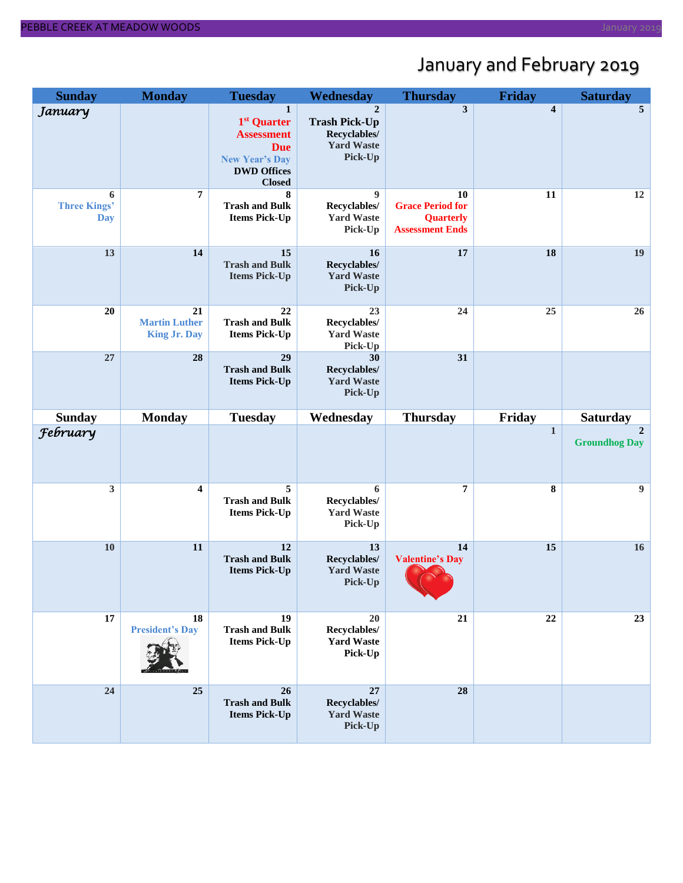# January and February 2019

| Sunday | Monday | Tuesday | Wednesday | Thursday | Friday | Saturday |
|---|---|---|---|---|---|---|
| *January* | | 1 1st Quarter Assessment Due New Year's Day DWD Offices Closed | 2 Trash Pick-Up Recyclables/ Yard Waste Pick-Up | 3 | 4 | 5 |
| 6 Three Kings' Day | 7 | 8 Trash and Bulk Items Pick-Up | 9 Recyclables/ Yard Waste Pick-Up | 10 Grace Period for Quarterly Assessment Ends | 11 | 12 |
| 13 | 14 | 15 Trash and Bulk Items Pick-Up | 16 Recyclables/ Yard Waste Pick-Up | 17 | 18 | 19 |
| 20 | 21 Martin Luther King Jr. Day | 22 Trash and Bulk Items Pick-Up | 23 Recyclables/ Yard Waste Pick-Up | 24 | 25 | 26 |
| 27 | 28 | 29 Trash and Bulk Items Pick-Up | 30 Recyclables/ Yard Waste Pick-Up | 31 | | |

| Sunday | Monday | Tuesday | Wednesday | Thursday | Friday | Saturday |
|---|---|---|---|---|---|---|
| *February* | | | | | 1 | 2 Groundhog Day |
| 3 | 4 | 5 Trash and Bulk Items Pick-Up | 6 Recyclables/ Yard Waste Pick-Up | 7 | 8 | 9 |
| 10 | 11 | 12 Trash and Bulk Items Pick-Up | 13 Recyclables/ Yard Waste Pick-Up | 14 Valentine's Day | 15 | 16 |
| 17 | 18 President's Day | 19 Trash and Bulk Items Pick-Up | 20 Recyclables/ Yard Waste Pick-Up | 21 | 22 | 23 |
| 24 | 25 | 26 Trash and Bulk Items Pick-Up | 27 Recyclables/ Yard Waste Pick-Up | 28 | | |